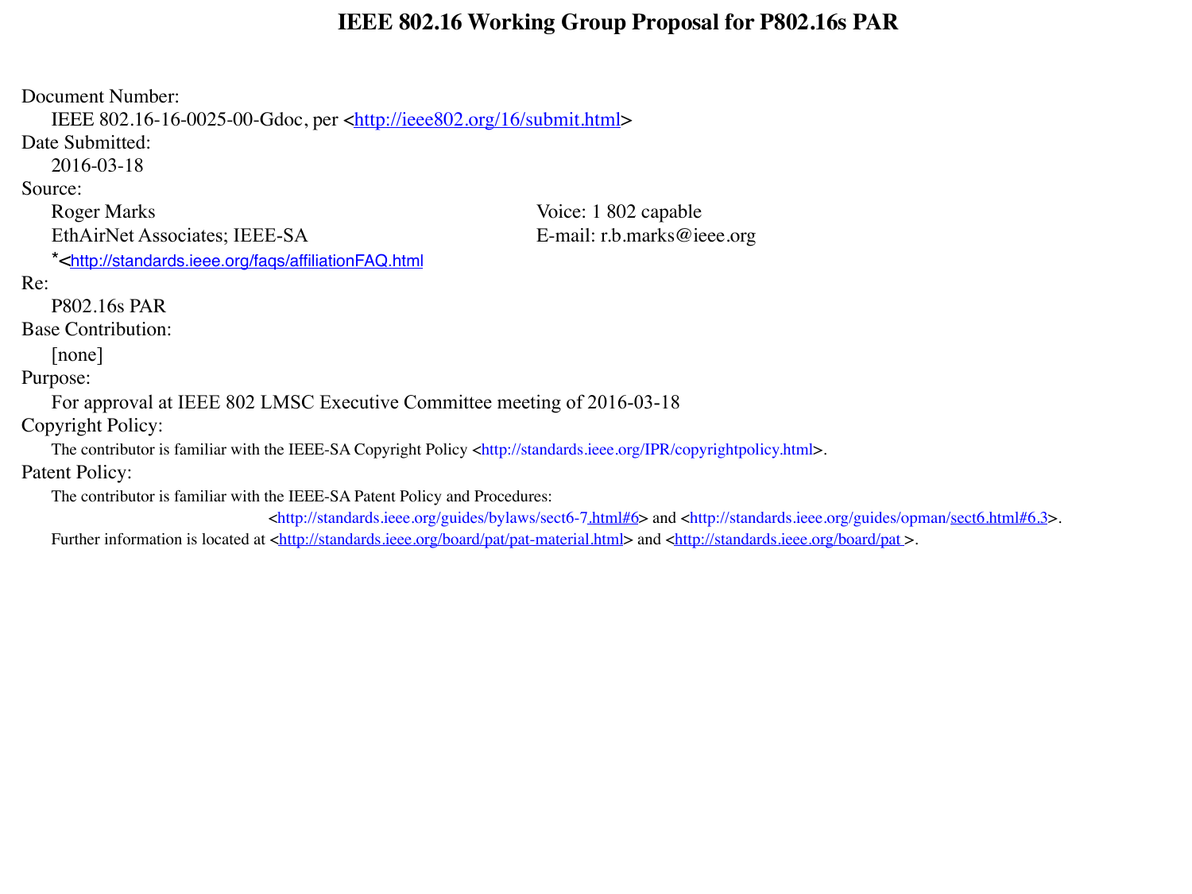# IEEE 802.16 Working Group Proposal for P802.16s PAR

Document Number:

IEEE 802.16-16-0025-00-Gdoc, per <http://ieee802.org/16/submit.html>

Date Submitted:

2016-03-18

Source:

Roger Marks
EthAirNet Associates; IEEE-SA
*<http://standards.ieee.org/faqs/affiliationFAQ.html

Voice: 1 802 capable
E-mail: r.b.marks@ieee.org

Re:

P802.16s PAR

Base Contribution:

[none]

Purpose:

For approval at IEEE 802 LMSC Executive Committee meeting of 2016-03-18

Copyright Policy:

The contributor is familiar with the IEEE-SA Copyright Policy <http://standards.ieee.org/IPR/copyrightpolicy.html>.

Patent Policy:

The contributor is familiar with the IEEE-SA Patent Policy and Procedures:

<http://standards.ieee.org/guides/bylaws/sect6-7.html#6> and <http://standards.ieee.org/guides/opman/sect6.html#6.3>.

Further information is located at <http://standards.ieee.org/board/pat/pat-material.html> and <http://standards.ieee.org/board/pat >.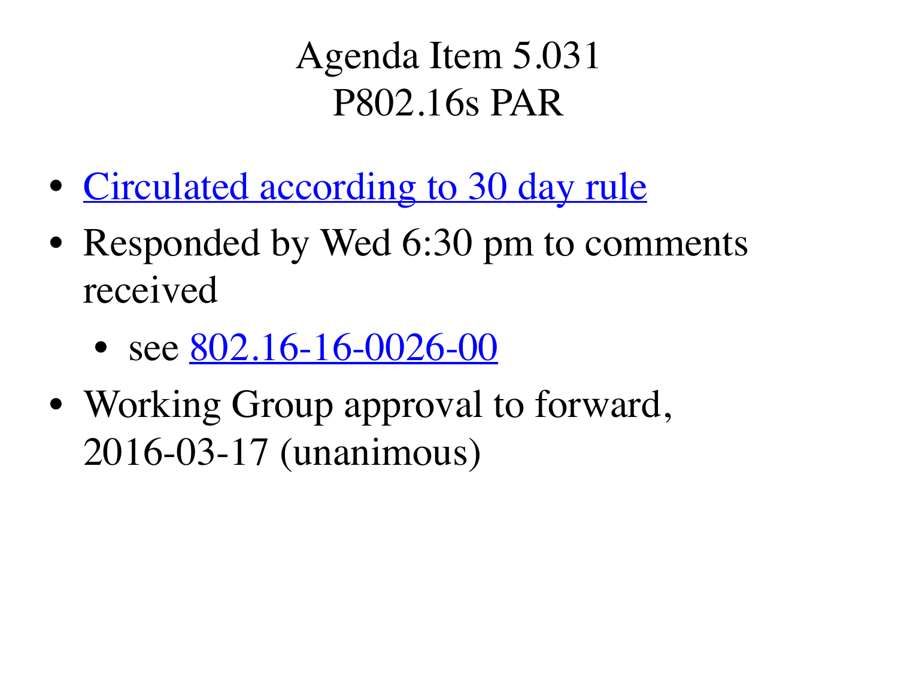# Agenda Item 5.031
# P802.16s PAR

- Circulated according to 30 day rule
- Responded by Wed 6:30 pm to comments received
  - see 802.16-16-0026-00
- Working Group approval to forward, 2016-03-17 (unanimous)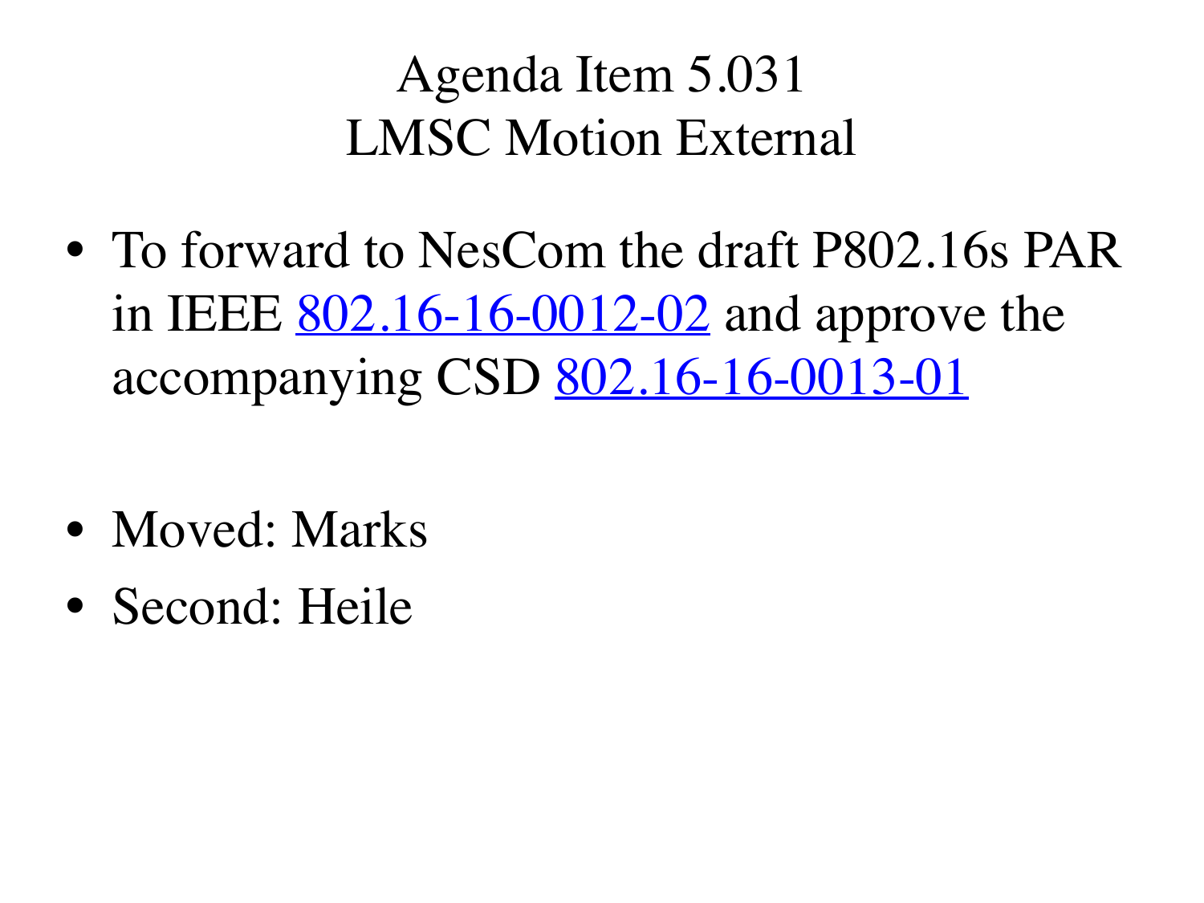# Agenda Item 5.031
# LMSC Motion External

- To forward to NesCom the draft P802.16s PAR in IEEE 802.16-16-0012-02 and approve the accompanying CSD 802.16-16-0013-01

- Moved: Marks
- Second: Heile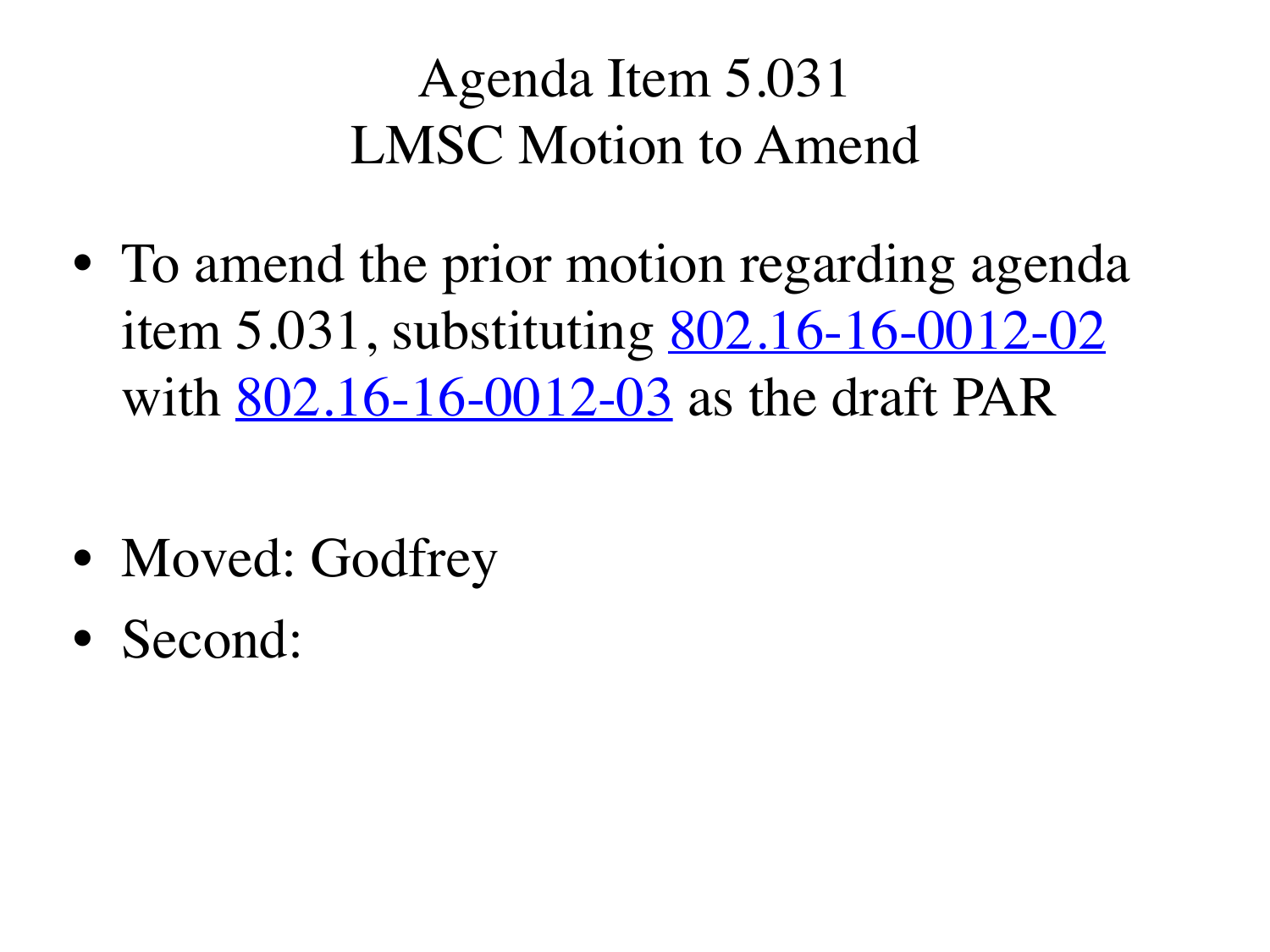# Agenda Item 5.031
# LMSC Motion to Amend

- To amend the prior motion regarding agenda item 5.031, substituting 802.16-16-0012-02 with 802.16-16-0012-03 as the draft PAR

- Moved: Godfrey
- Second: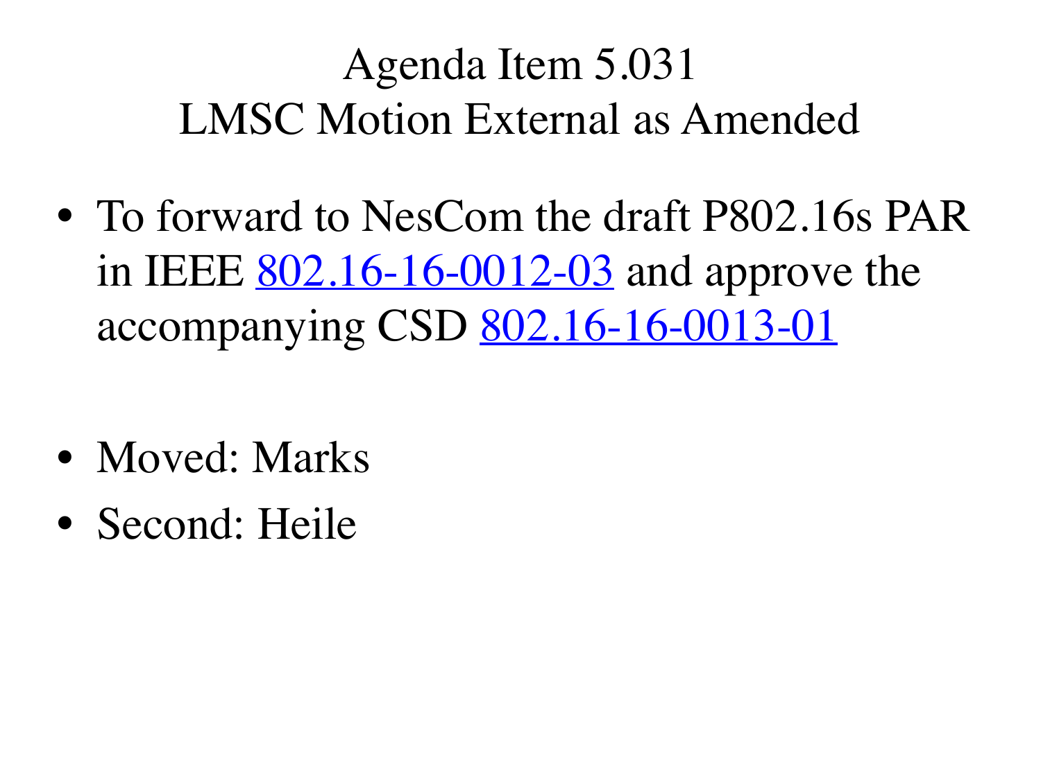# Agenda Item 5.031
# LMSC Motion External as Amended

- To forward to NesCom the draft P802.16s PAR in IEEE 802.16-16-0012-03 and approve the accompanying CSD 802.16-16-0013-01

- Moved: Marks
- Second: Heile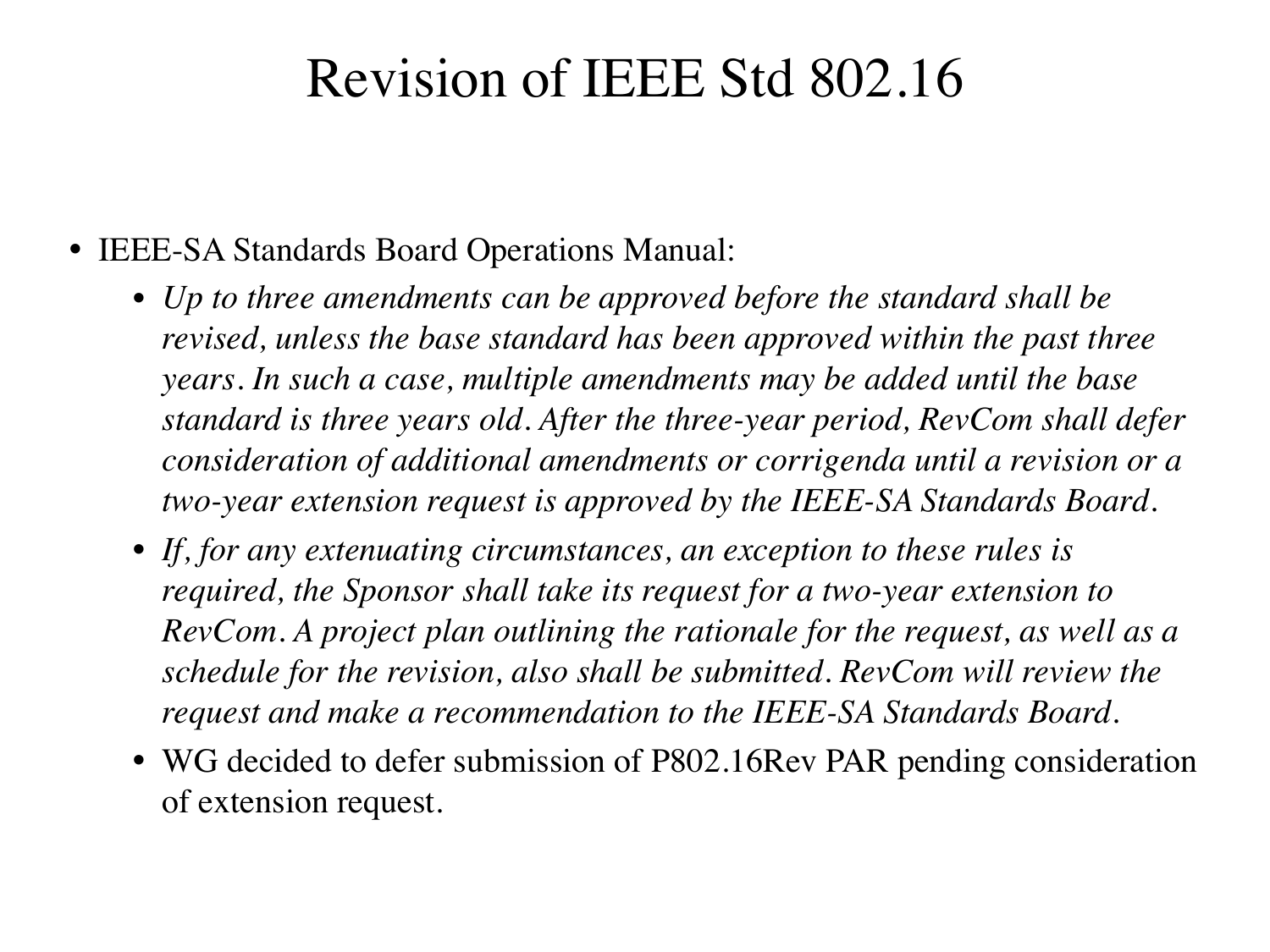# Revision of IEEE Std 802.16

- IEEE-SA Standards Board Operations Manual:
  - *Up to three amendments can be approved before the standard shall be revised, unless the base standard has been approved within the past three years. In such a case, multiple amendments may be added until the base standard is three years old. After the three-year period, RevCom shall defer consideration of additional amendments or corrigenda until a revision or a two-year extension request is approved by the IEEE-SA Standards Board.*
  - *If, for any extenuating circumstances, an exception to these rules is required, the Sponsor shall take its request for a two-year extension to RevCom. A project plan outlining the rationale for the request, as well as a schedule for the revision, also shall be submitted. RevCom will review the request and make a recommendation to the IEEE-SA Standards Board.*
  - WG decided to defer submission of P802.16Rev PAR pending consideration of extension request.